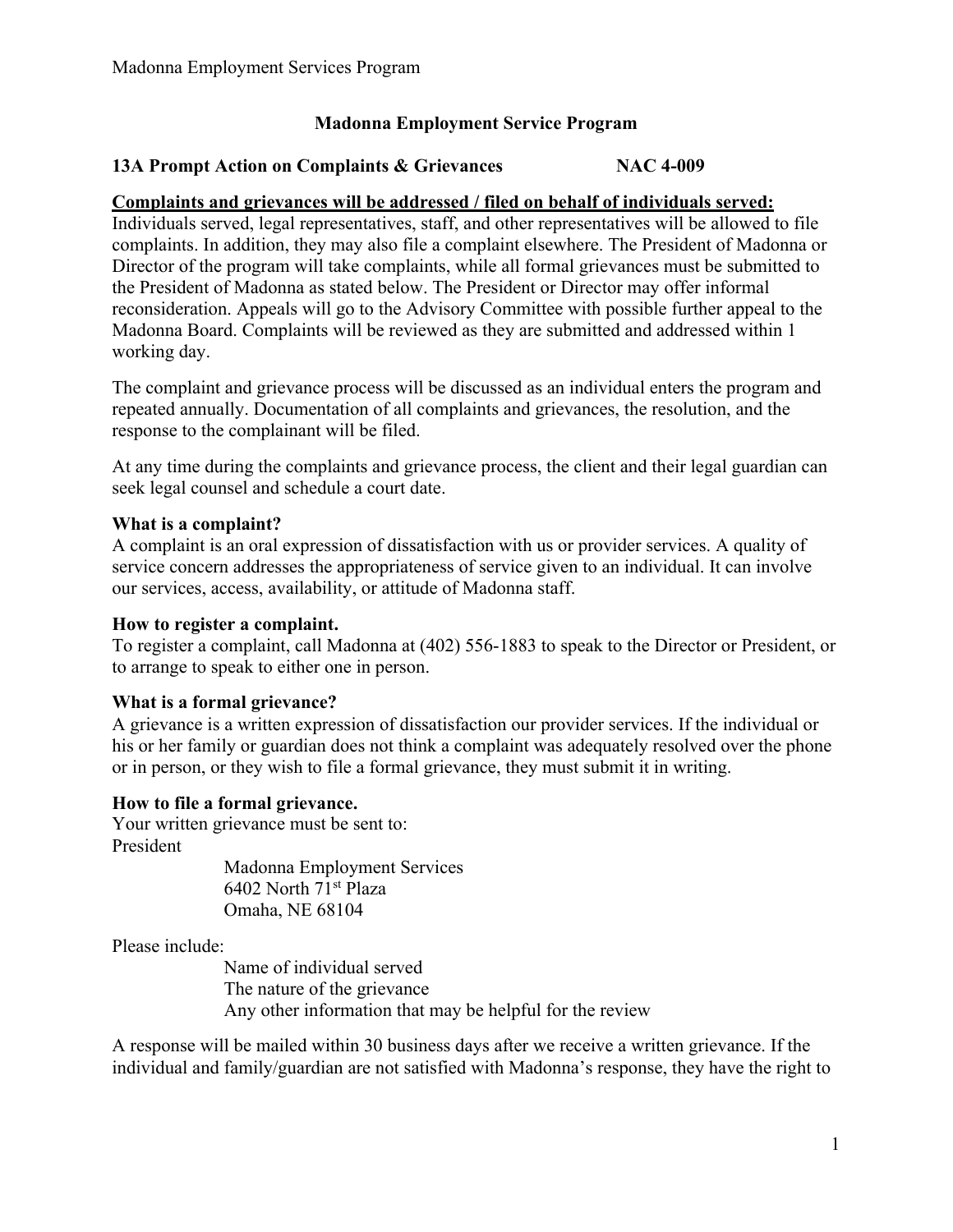## Madonna Employment Service Program

**13A Prompt Action on Complaints & Grievances NAC 4-009**

**Complaints and grievances will be addressed / filed on behalf of individuals served:**

Individuals served, legal representatives, staff, and other representatives will be allowed to file complaints. In addition, they may also file a complaint elsewhere. The President of Madonna or Director of the program will take complaints, while all formal grievances must be submitted to the President of Madonna as stated below. The President or Director may offer informal reconsideration. Appeals will go to the Advisory Committee with possible further appeal to the Madonna Board. Complaints will be reviewed as they are submitted and addressed within 1 working day.

The complaint and grievance process will be discussed as an individual enters the program and repeated annually. Documentation of all complaints and grievances, the resolution, and the response to the complainant will be filed.

At any time during the complaints and grievance process, the client and their legal guardian can seek legal counsel and schedule a court date.

**What is a complaint?**

A complaint is an oral expression of dissatisfaction with us or provider services. A quality of service concern addresses the appropriateness of service given to an individual. It can involve our services, access, availability, or attitude of Madonna staff.

**How to register a complaint.**

To register a complaint, call Madonna at (402) 556-1883 to speak to the Director or President, or to arrange to speak to either one in person.

**What is a formal grievance?**

A grievance is a written expression of dissatisfaction our provider services. If the individual or his or her family or guardian does not think a complaint was adequately resolved over the phone or in person, or they wish to file a formal grievance, they must submit it in writing.

**How to file a formal grievance.**

Your written grievance must be sent to:

President

Madonna Employment Services
6402 North 71st Plaza
Omaha, NE 68104

Please include:

Name of individual served
The nature of the grievance
Any other information that may be helpful for the review

A response will be mailed within 30 business days after we receive a written grievance. If the individual and family/guardian are not satisfied with Madonna's response, they have the right to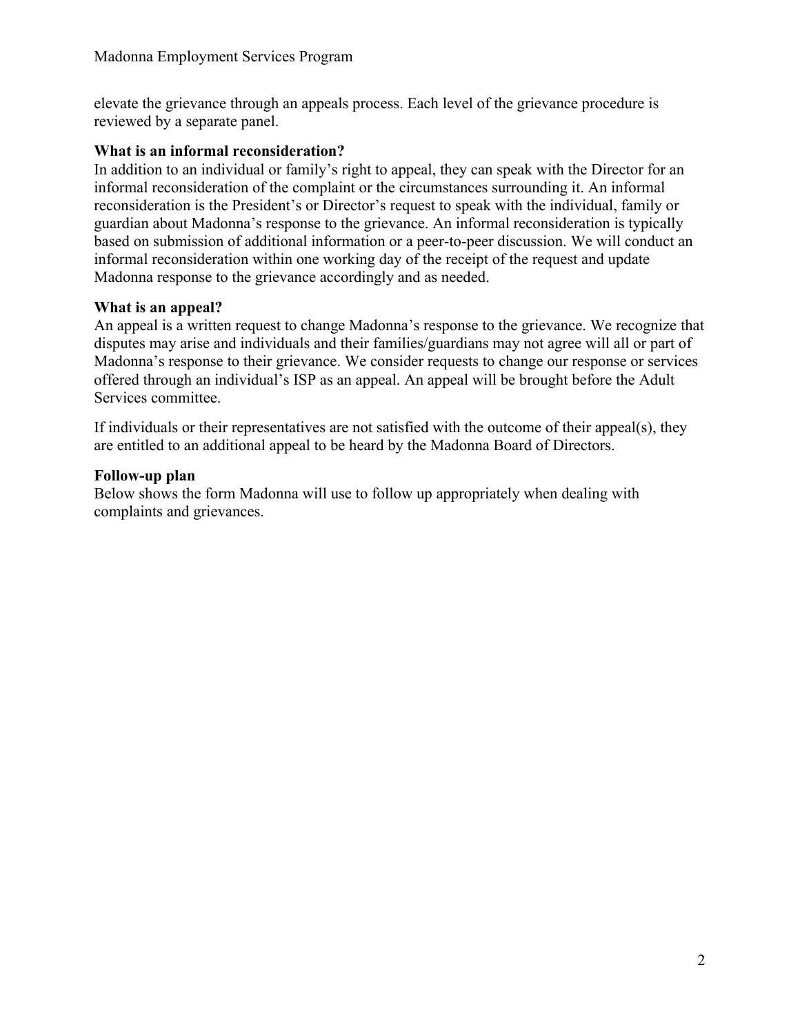elevate the grievance through an appeals process. Each level of the grievance procedure is reviewed by a separate panel.

**What is an informal reconsideration?**

In addition to an individual or family's right to appeal, they can speak with the Director for an informal reconsideration of the complaint or the circumstances surrounding it. An informal reconsideration is the President's or Director's request to speak with the individual, family or guardian about Madonna's response to the grievance. An informal reconsideration is typically based on submission of additional information or a peer-to-peer discussion. We will conduct an informal reconsideration within one working day of the receipt of the request and update Madonna response to the grievance accordingly and as needed.

**What is an appeal?**

An appeal is a written request to change Madonna's response to the grievance. We recognize that disputes may arise and individuals and their families/guardians may not agree will all or part of Madonna's response to their grievance. We consider requests to change our response or services offered through an individual's ISP as an appeal. An appeal will be brought before the Adult Services committee.

If individuals or their representatives are not satisfied with the outcome of their appeal(s), they are entitled to an additional appeal to be heard by the Madonna Board of Directors.

**Follow-up plan**

Below shows the form Madonna will use to follow up appropriately when dealing with complaints and grievances.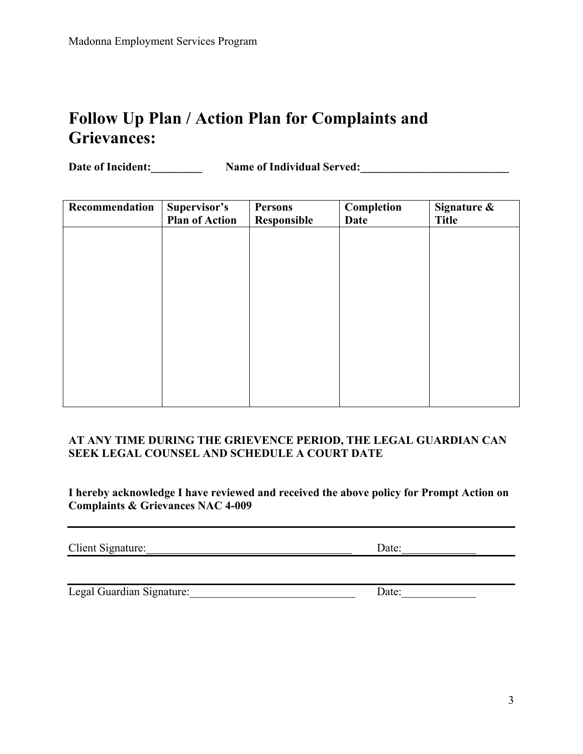# Follow Up Plan / Action Plan for Complaints and Grievances:

**Date of Incident:_________ Name of Individual Served:___________________________**

| Recommendation | Supervisor's Plan of Action | Persons Responsible | Completion Date | Signature & Title |
|---|---|---|---|---|
| | | | | |

**AT ANY TIME DURING THE GRIEVENCE PERIOD, THE LEGAL GUARDIAN CAN SEEK LEGAL COUNSEL AND SCHEDULE A COURT DATE**

**I hereby acknowledge I have reviewed and received the above policy for Prompt Action on Complaints & Grievances NAC 4-009**

Client Signature:_____________________________________ Date:_____________

Legal Guardian Signature:_____________________________ Date:_____________